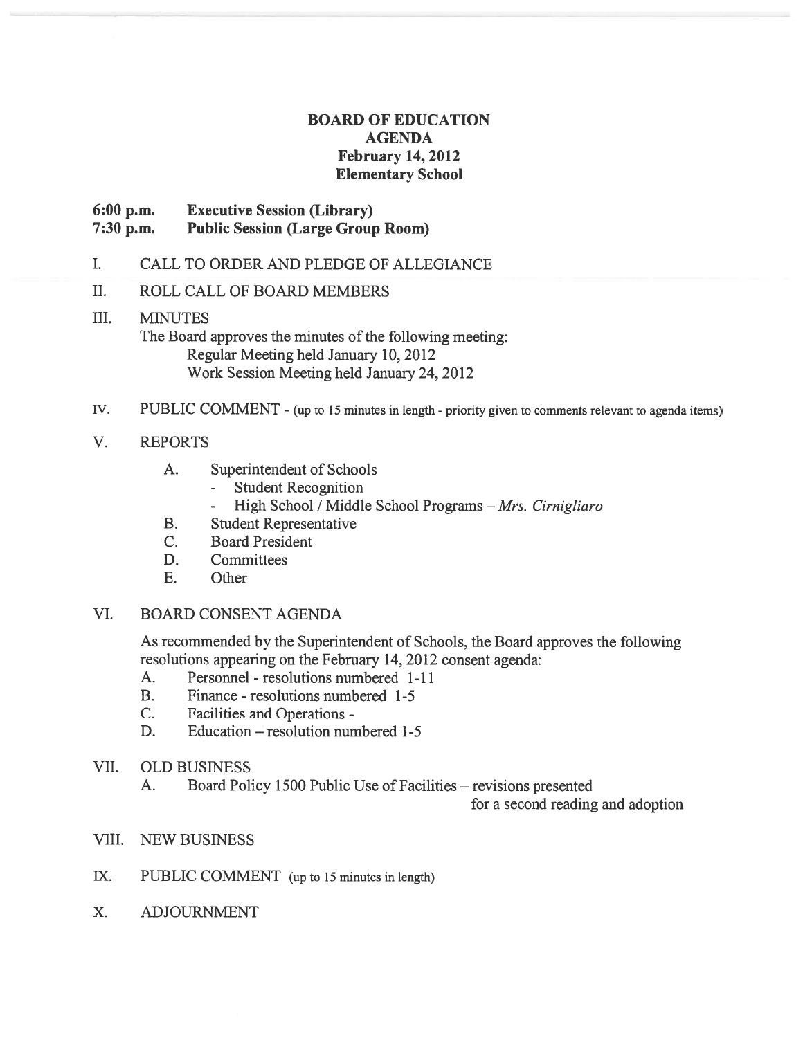# BOARD OF EDUCATION
## AGENDA
### February 14, 2012
### Elementary School

**6:00 p.m. Executive Session (Library)**
**7:30 p.m. Public Session (Large Group Room)**

I. CALL TO ORDER AND PLEDGE OF ALLEGIANCE

II. ROLL CALL OF BOARD MEMBERS

III. MINUTES
The Board approves the minutes of the following meeting:
Regular Meeting held January 10, 2012
Work Session Meeting held January 24, 2012

IV. PUBLIC COMMENT - (up to 15 minutes in length - priority given to comments relevant to agenda items)

V. REPORTS
- A. Superintendent of Schools
  - Student Recognition
  - High School / Middle School Programs – *Mrs. Cirnigliaro*
- B. Student Representative
- C. Board President
- D. Committees
- E. Other

VI. BOARD CONSENT AGENDA

As recommended by the Superintendent of Schools, the Board approves the following resolutions appearing on the February 14, 2012 consent agenda:
- A. Personnel - resolutions numbered 1-11
- B. Finance - resolutions numbered 1-5
- C. Facilities and Operations -
- D. Education – resolution numbered 1-5

VII. OLD BUSINESS
- A. Board Policy 1500 Public Use of Facilities – revisions presented for a second reading and adoption

VIII. NEW BUSINESS

IX. PUBLIC COMMENT (up to 15 minutes in length)

X. ADJOURNMENT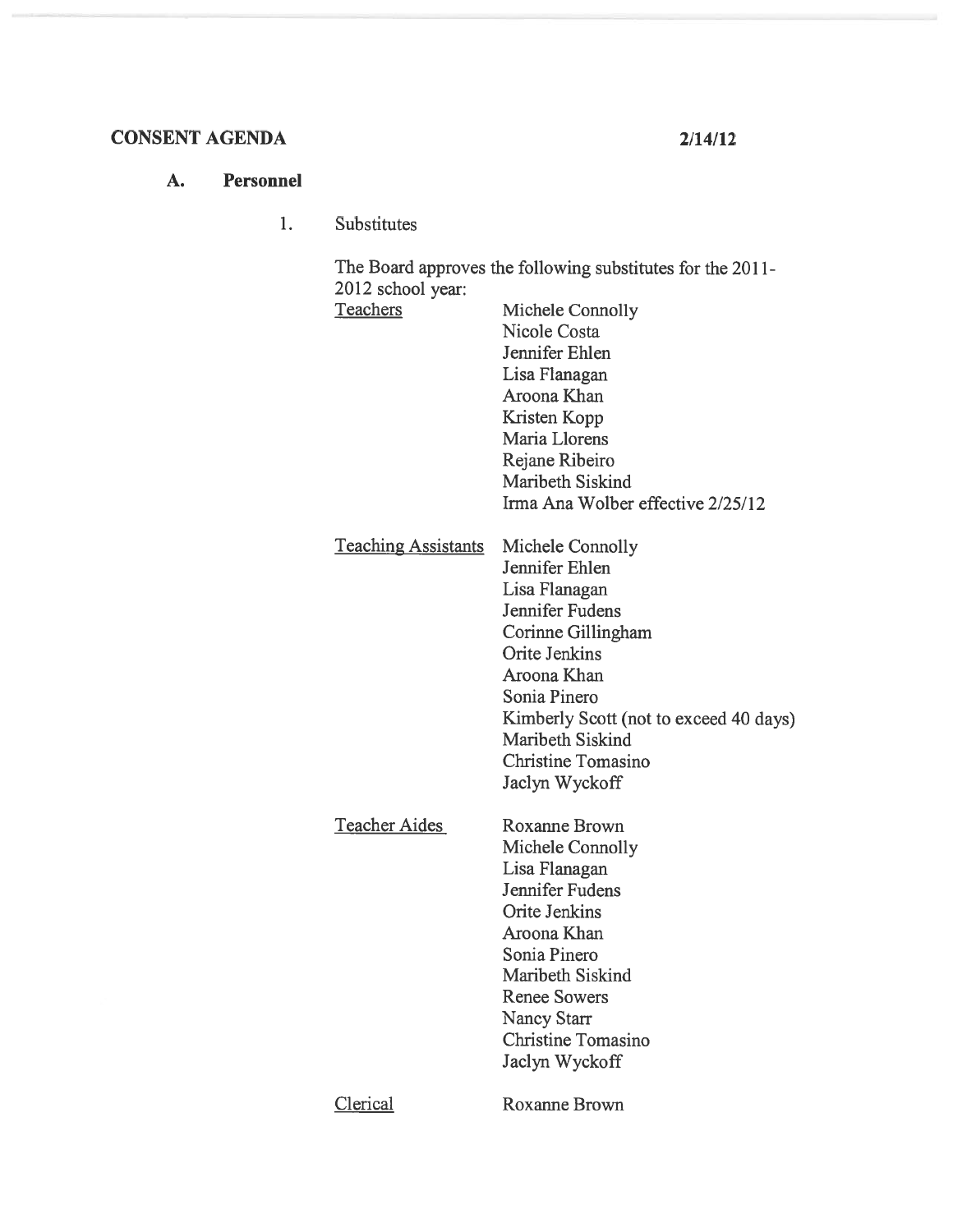**CONSENT AGENDA** **2/14/12**

**A. Personnel**

1. Substitutes

The Board approves the following substitutes for the 2011-2012 school year:

| | |
|---|---|
| Teachers | Michele Connolly<br>Nicole Costa<br>Jennifer Ehlen<br>Lisa Flanagan<br>Aroona Khan<br>Kristen Kopp<br>Maria Llorens<br>Rejane Ribeiro<br>Maribeth Siskind<br>Irma Ana Wolber effective 2/25/12 |
| Teaching Assistants | Michele Connolly<br>Jennifer Ehlen<br>Lisa Flanagan<br>Jennifer Fudens<br>Corinne Gillingham<br>Orite Jenkins<br>Aroona Khan<br>Sonia Pinero<br>Kimberly Scott (not to exceed 40 days)<br>Maribeth Siskind<br>Christine Tomasino<br>Jaclyn Wyckoff |
| Teacher Aides | Roxanne Brown<br>Michele Connolly<br>Lisa Flanagan<br>Jennifer Fudens<br>Orite Jenkins<br>Aroona Khan<br>Sonia Pinero<br>Maribeth Siskind<br>Renee Sowers<br>Nancy Starr<br>Christine Tomasino<br>Jaclyn Wyckoff |
| Clerical | Roxanne Brown |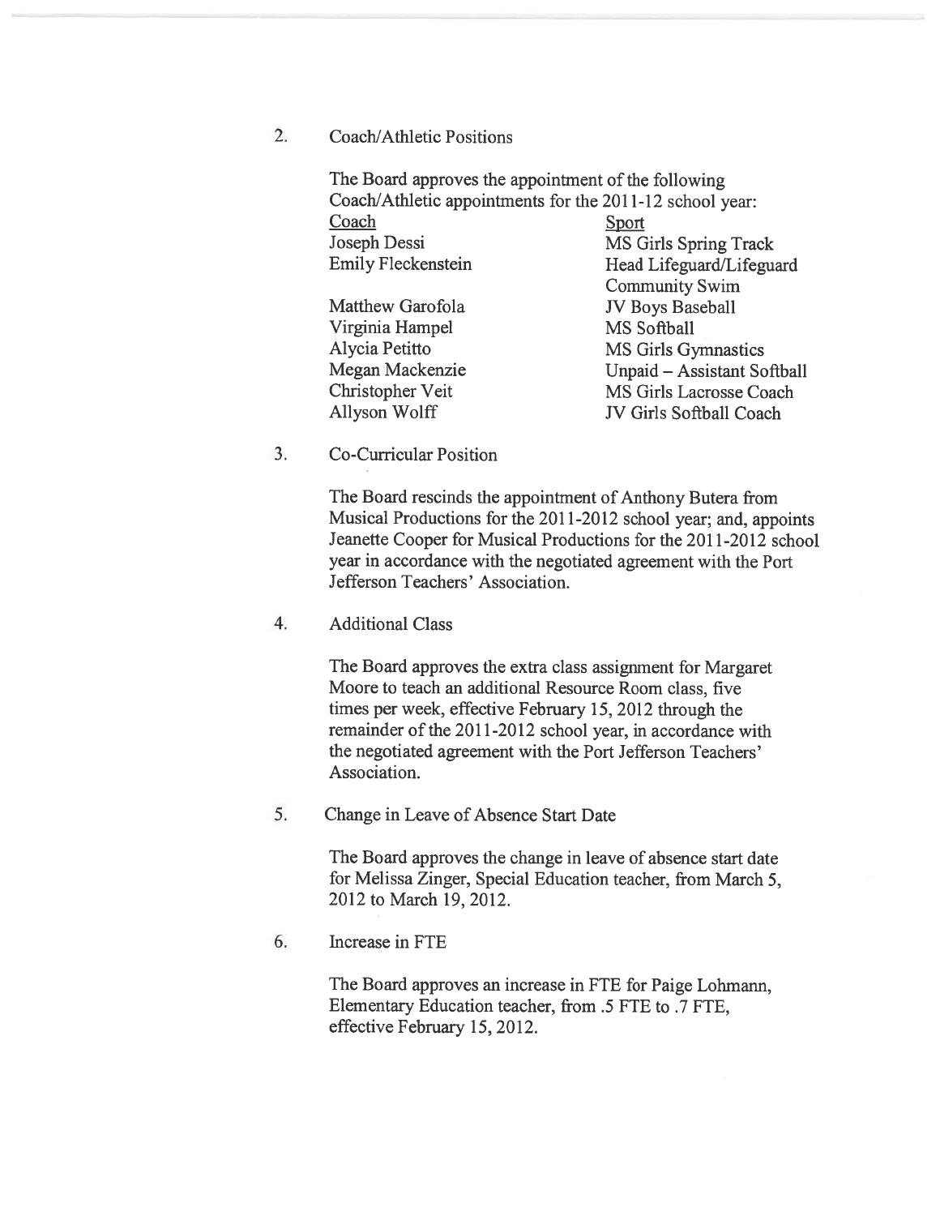2. Coach/Athletic Positions

The Board approves the appointment of the following Coach/Athletic appointments for the 2011-12 school year:

| Coach | Sport |
| --- | --- |
| Joseph Dessi | MS Girls Spring Track |
| Emily Fleckenstein | Head Lifeguard/Lifeguard Community Swim |
| Matthew Garofola | JV Boys Baseball |
| Virginia Hampel | MS Softball |
| Alycia Petitto | MS Girls Gymnastics |
| Megan Mackenzie | Unpaid – Assistant Softball |
| Christopher Veit | MS Girls Lacrosse Coach |
| Allyson Wolff | JV Girls Softball Coach |

3. Co-Curricular Position

The Board rescinds the appointment of Anthony Butera from Musical Productions for the 2011-2012 school year; and, appoints Jeanette Cooper for Musical Productions for the 2011-2012 school year in accordance with the negotiated agreement with the Port Jefferson Teachers' Association.

4. Additional Class

The Board approves the extra class assignment for Margaret Moore to teach an additional Resource Room class, five times per week, effective February 15, 2012 through the remainder of the 2011-2012 school year, in accordance with the negotiated agreement with the Port Jefferson Teachers' Association.

5. Change in Leave of Absence Start Date

The Board approves the change in leave of absence start date for Melissa Zinger, Special Education teacher, from March 5, 2012 to March 19, 2012.

6. Increase in FTE

The Board approves an increase in FTE for Paige Lohmann, Elementary Education teacher, from .5 FTE to .7 FTE, effective February 15, 2012.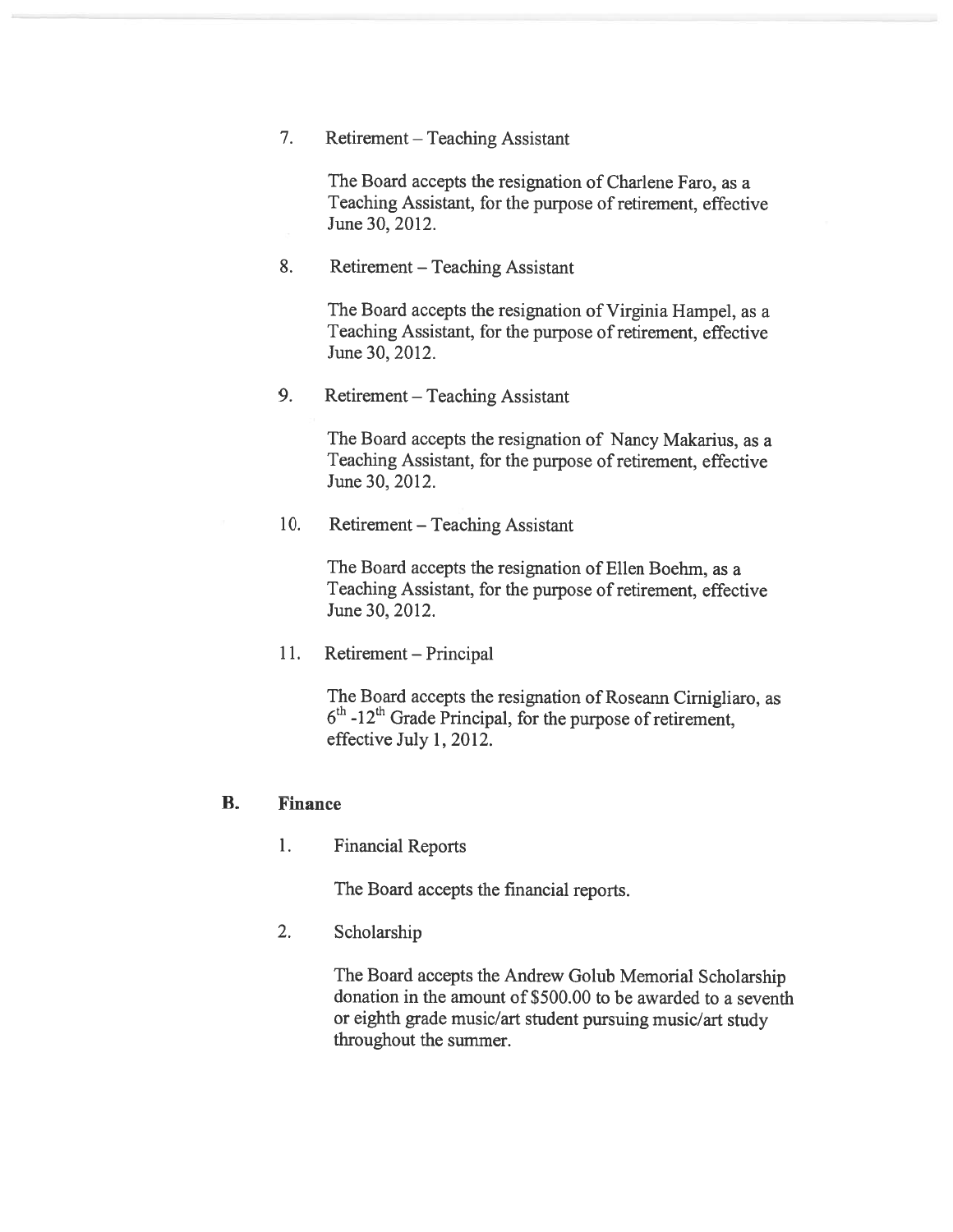7. Retirement – Teaching Assistant

   The Board accepts the resignation of Charlene Faro, as a Teaching Assistant, for the purpose of retirement, effective June 30, 2012.

8. Retirement – Teaching Assistant

   The Board accepts the resignation of Virginia Hampel, as a Teaching Assistant, for the purpose of retirement, effective June 30, 2012.

9. Retirement – Teaching Assistant

   The Board accepts the resignation of Nancy Makarius, as a Teaching Assistant, for the purpose of retirement, effective June 30, 2012.

10. Retirement – Teaching Assistant

    The Board accepts the resignation of Ellen Boehm, as a Teaching Assistant, for the purpose of retirement, effective June 30, 2012.

11. Retirement – Principal

    The Board accepts the resignation of Roseann Cirnigliaro, as 6th -12th Grade Principal, for the purpose of retirement, effective July 1, 2012.

## B. Finance

1. Financial Reports

   The Board accepts the financial reports.

2. Scholarship

   The Board accepts the Andrew Golub Memorial Scholarship donation in the amount of $500.00 to be awarded to a seventh or eighth grade music/art student pursuing music/art study throughout the summer.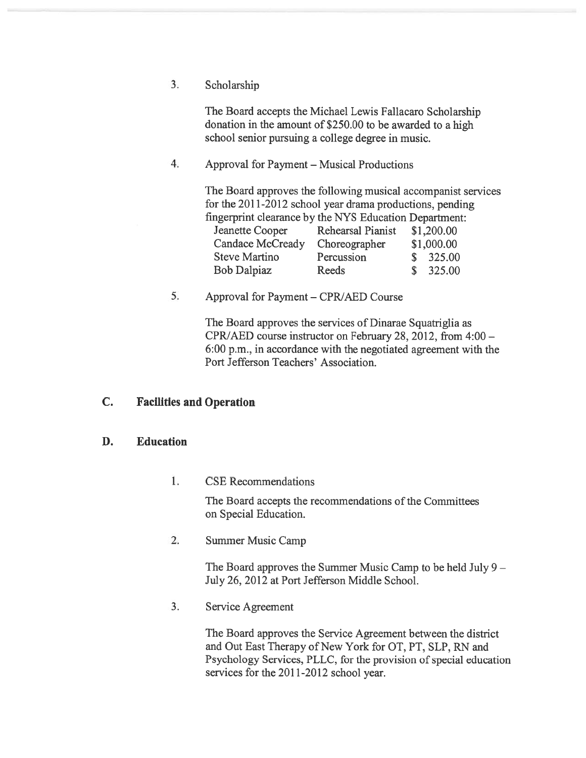3. Scholarship

The Board accepts the Michael Lewis Fallacaro Scholarship donation in the amount of $250.00 to be awarded to a high school senior pursuing a college degree in music.

4. Approval for Payment – Musical Productions

The Board approves the following musical accompanist services for the 2011-2012 school year drama productions, pending fingerprint clearance by the NYS Education Department:

| | | |
|---|---|---|
| Jeanette Cooper | Rehearsal Pianist | $1,200.00 |
| Candace McCready | Choreographer | $1,000.00 |
| Steve Martino | Percussion | $ 325.00 |
| Bob Dalpiaz | Reeds | $ 325.00 |

5. Approval for Payment – CPR/AED Course

The Board approves the services of Dinarae Squatriglia as CPR/AED course instructor on February 28, 2012, from 4:00 – 6:00 p.m., in accordance with the negotiated agreement with the Port Jefferson Teachers' Association.

## C. Facilities and Operation

## D. Education

1. CSE Recommendations

The Board accepts the recommendations of the Committees on Special Education.

2. Summer Music Camp

The Board approves the Summer Music Camp to be held July 9 – July 26, 2012 at Port Jefferson Middle School.

3. Service Agreement

The Board approves the Service Agreement between the district and Out East Therapy of New York for OT, PT, SLP, RN and Psychology Services, PLLC, for the provision of special education services for the 2011-2012 school year.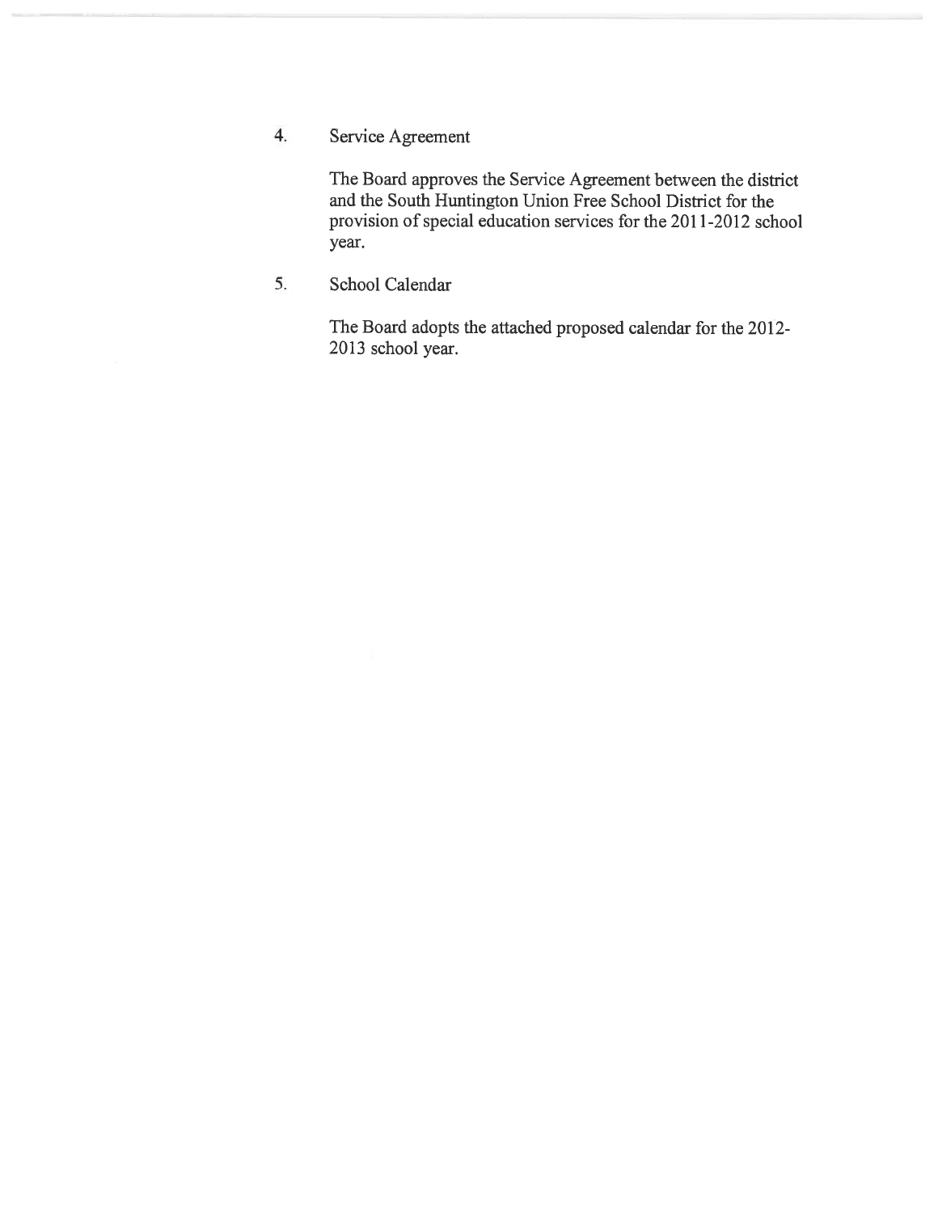4. Service Agreement

   The Board approves the Service Agreement between the district and the South Huntington Union Free School District for the provision of special education services for the 2011-2012 school year.

5. School Calendar

   The Board adopts the attached proposed calendar for the 2012-2013 school year.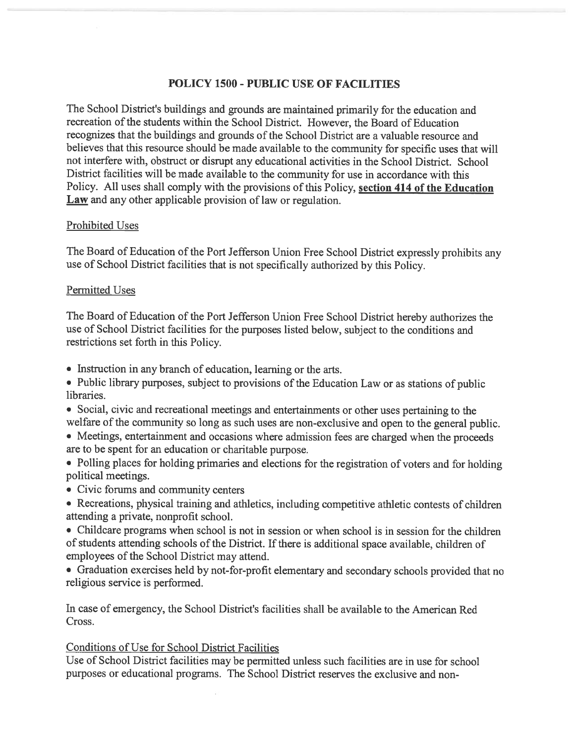# POLICY 1500 - PUBLIC USE OF FACILITIES

The School District's buildings and grounds are maintained primarily for the education and recreation of the students within the School District. However, the Board of Education recognizes that the buildings and grounds of the School District are a valuable resource and believes that this resource should be made available to the community for specific uses that will not interfere with, obstruct or disrupt any educational activities in the School District. School District facilities will be made available to the community for use in accordance with this Policy. All uses shall comply with the provisions of this Policy, **section 414 of the Education Law** and any other applicable provision of law or regulation.

## Prohibited Uses

The Board of Education of the Port Jefferson Union Free School District expressly prohibits any use of School District facilities that is not specifically authorized by this Policy.

## Permitted Uses

The Board of Education of the Port Jefferson Union Free School District hereby authorizes the use of School District facilities for the purposes listed below, subject to the conditions and restrictions set forth in this Policy.

- Instruction in any branch of education, learning or the arts.
- Public library purposes, subject to provisions of the Education Law or as stations of public libraries.
- Social, civic and recreational meetings and entertainments or other uses pertaining to the welfare of the community so long as such uses are non-exclusive and open to the general public.
- Meetings, entertainment and occasions where admission fees are charged when the proceeds are to be spent for an education or charitable purpose.
- Polling places for holding primaries and elections for the registration of voters and for holding political meetings.
- Civic forums and community centers
- Recreations, physical training and athletics, including competitive athletic contests of children attending a private, nonprofit school.
- Childcare programs when school is not in session or when school is in session for the children of students attending schools of the District. If there is additional space available, children of employees of the School District may attend.
- Graduation exercises held by not-for-profit elementary and secondary schools provided that no religious service is performed.

In case of emergency, the School District's facilities shall be available to the American Red Cross.

## Conditions of Use for School District Facilities

Use of School District facilities may be permitted unless such facilities are in use for school purposes or educational programs. The School District reserves the exclusive and non-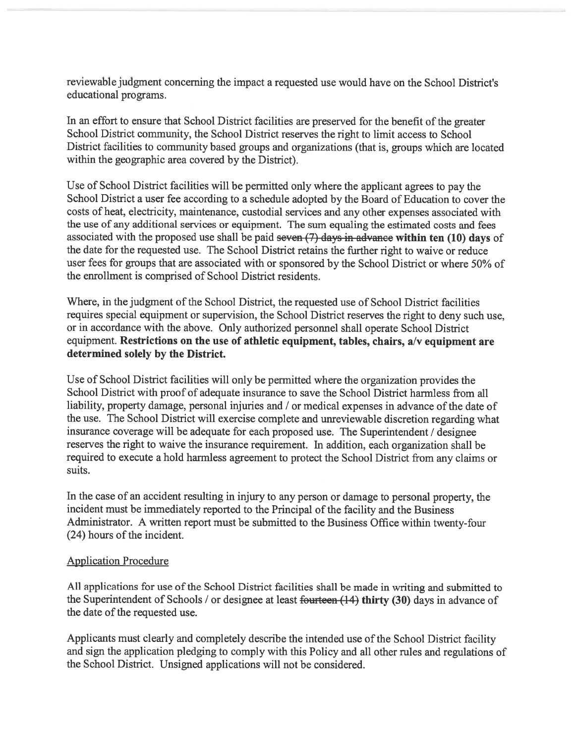reviewable judgment concerning the impact a requested use would have on the School District's educational programs.

In an effort to ensure that School District facilities are preserved for the benefit of the greater School District community, the School District reserves the right to limit access to School District facilities to community based groups and organizations (that is, groups which are located within the geographic area covered by the District).

Use of School District facilities will be permitted only where the applicant agrees to pay the School District a user fee according to a schedule adopted by the Board of Education to cover the costs of heat, electricity, maintenance, custodial services and any other expenses associated with the use of any additional services or equipment. The sum equaling the estimated costs and fees associated with the proposed use shall be paid ~~seven (7) days in advance~~ **within ten (10) days** of the date for the requested use. The School District retains the further right to waive or reduce user fees for groups that are associated with or sponsored by the School District or where 50% of the enrollment is comprised of School District residents.

Where, in the judgment of the School District, the requested use of School District facilities requires special equipment or supervision, the School District reserves the right to deny such use, or in accordance with the above. Only authorized personnel shall operate School District equipment. **Restrictions on the use of athletic equipment, tables, chairs, a/v equipment are determined solely by the District.**

Use of School District facilities will only be permitted where the organization provides the School District with proof of adequate insurance to save the School District harmless from all liability, property damage, personal injuries and / or medical expenses in advance of the date of the use. The School District will exercise complete and unreviewable discretion regarding what insurance coverage will be adequate for each proposed use. The Superintendent / designee reserves the right to waive the insurance requirement. In addition, each organization shall be required to execute a hold harmless agreement to protect the School District from any claims or suits.

In the case of an accident resulting in injury to any person or damage to personal property, the incident must be immediately reported to the Principal of the facility and the Business Administrator. A written report must be submitted to the Business Office within twenty-four (24) hours of the incident.

<u>Application Procedure</u>

All applications for use of the School District facilities shall be made in writing and submitted to the Superintendent of Schools / or designee at least ~~fourteen (14)~~ **thirty (30)** days in advance of the date of the requested use.

Applicants must clearly and completely describe the intended use of the School District facility and sign the application pledging to comply with this Policy and all other rules and regulations of the School District. Unsigned applications will not be considered.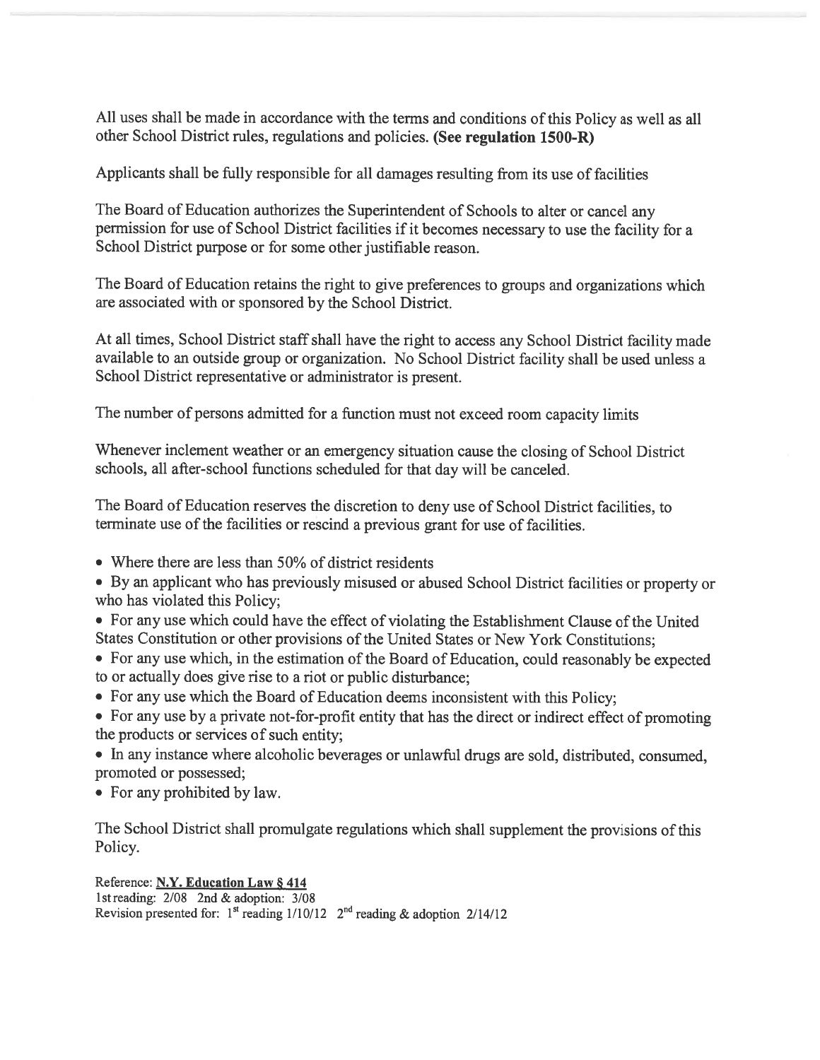All uses shall be made in accordance with the terms and conditions of this Policy as well as all other School District rules, regulations and policies. **(See regulation 1500-R)**

Applicants shall be fully responsible for all damages resulting from its use of facilities

The Board of Education authorizes the Superintendent of Schools to alter or cancel any permission for use of School District facilities if it becomes necessary to use the facility for a School District purpose or for some other justifiable reason.

The Board of Education retains the right to give preferences to groups and organizations which are associated with or sponsored by the School District.

At all times, School District staff shall have the right to access any School District facility made available to an outside group or organization. No School District facility shall be used unless a School District representative or administrator is present.

The number of persons admitted for a function must not exceed room capacity limits

Whenever inclement weather or an emergency situation cause the closing of School District schools, all after-school functions scheduled for that day will be canceled.

The Board of Education reserves the discretion to deny use of School District facilities, to terminate use of the facilities or rescind a previous grant for use of facilities.

- Where there are less than 50% of district residents
- By an applicant who has previously misused or abused School District facilities or property or who has violated this Policy;
- For any use which could have the effect of violating the Establishment Clause of the United States Constitution or other provisions of the United States or New York Constitutions;
- For any use which, in the estimation of the Board of Education, could reasonably be expected to or actually does give rise to a riot or public disturbance;
- For any use which the Board of Education deems inconsistent with this Policy;
- For any use by a private not-for-profit entity that has the direct or indirect effect of promoting the products or services of such entity;
- In any instance where alcoholic beverages or unlawful drugs are sold, distributed, consumed, promoted or possessed;
- For any prohibited by law.

The School District shall promulgate regulations which shall supplement the provisions of this Policy.

Reference: **N.Y. Education Law § 414**
1st reading: 2/08 2nd & adoption: 3/08
Revision presented for: 1st reading 1/10/12 2nd reading & adoption 2/14/12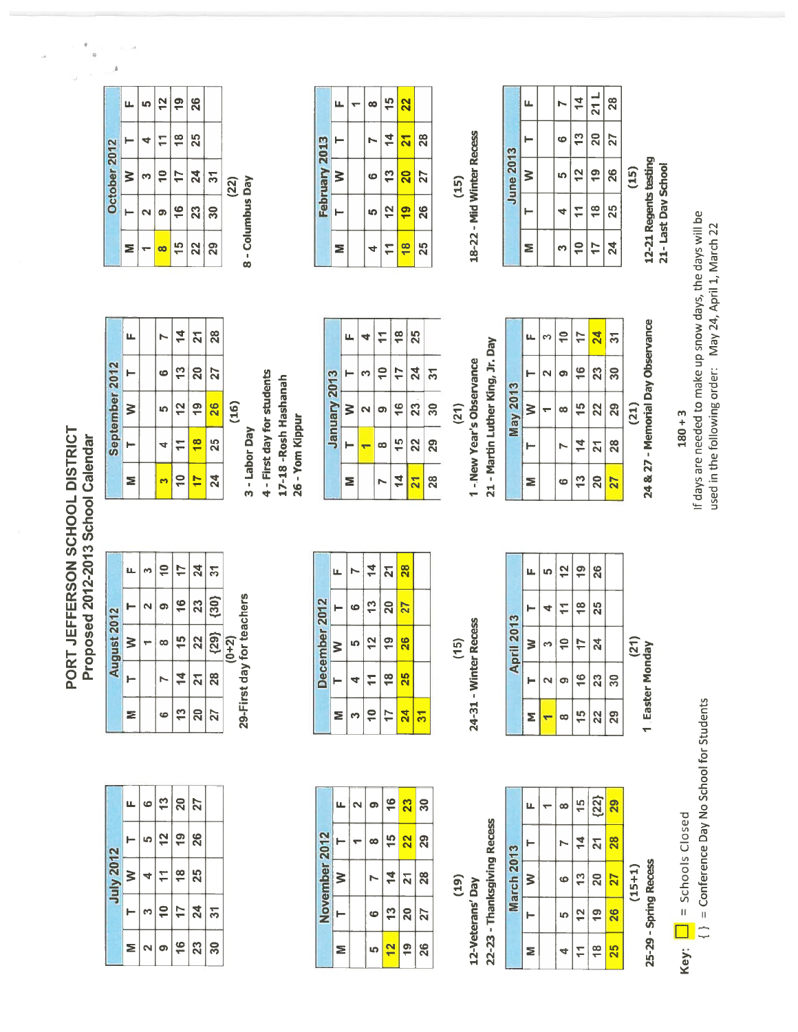# PORT JEFFERSON SCHOOL DISTRICT
## Proposed 2012-2013 School Calendar

### July 2012

| M | T | W | T | F |
|---|---|---|---|---|
| 2 | 3 | 4 | 5 | 6 |
| 9 | 10 | 11 | 12 | 13 |
| 16 | 17 | 18 | 19 | 20 |
| 23 | 24 | 25 | 26 | 27 |
| 30 | 31 | | | |

### August 2012

| M | T | W | T | F |
|---|---|---|---|---|
| | | 1 | 2 | 3 |
| 6 | 7 | 8 | 9 | 10 |
| 13 | 14 | 15 | 16 | 17 |
| 20 | 21 | 22 | 23 | 24 |
| 27 | 28 | {29} | {30} | 31 |

(0+2)

29-First day for teachers

### September 2012

| M | T | W | T | F |
|---|---|---|---|---|
| 3 | 4 | 5 | 6 | 7 |
| 10 | 11 | 12 | 13 | 14 |
| 17 | 18 | 19 | 20 | 21 |
| 24 | 25 | 26 | 27 | 28 |

(16)

3 - Labor Day
4 - First day for students
17-18 -Rosh Hashanah
26 - Yom Kippur

### October 2012

| M | T | W | T | F |
|---|---|---|---|---|
| 1 | 2 | 3 | 4 | 5 |
| 8 | 9 | 10 | 11 | 12 |
| 15 | 16 | 17 | 18 | 19 |
| 22 | 23 | 24 | 25 | 26 |
| 29 | 30 | 31 | | |

(22)

8 - Columbus Day

### November 2012

| M | T | W | T | F |
|---|---|---|---|---|
| | | | 1 | 2 |
| 5 | 6 | 7 | 8 | 9 |
| 12 | 13 | 14 | 15 | 16 |
| 19 | 20 | 21 | 22 | 23 |
| 26 | 27 | 28 | 29 | 30 |

(19)

12-Veterans' Day
22-23 - Thanksgiving Recess

### December 2012

| M | T | W | T | F |
|---|---|---|---|---|
| 3 | 4 | 5 | 6 | 7 |
| 10 | 11 | 12 | 13 | 14 |
| 17 | 18 | 19 | 20 | 21 |
| 24 | 25 | 26 | 27 | 28 |
| 31 | | | | |

(15)

24-31 - Winter Recess

### January 2013

| M | T | W | T | F |
|---|---|---|---|---|
| | 1 | 2 | 3 | 4 |
| 7 | 8 | 9 | 10 | 11 |
| 14 | 15 | 16 | 17 | 18 |
| 21 | 22 | 23 | 24 | 25 |
| 28 | 29 | 30 | 31 | |

(21)

1 -New Year's Observance
21 - Martin Luther King, Jr. Day

### February 2013

| M | T | W | T | F |
|---|---|---|---|---|
| | | | | 1 |
| 4 | 5 | 6 | 7 | 8 |
| 11 | 12 | 13 | 14 | 15 |
| 18 | 19 | 20 | 21 | 22 |
| 25 | 26 | 27 | 28 | |

(15)

18-22 - Mid Winter Recess

### March 2013

| M | T | W | T | F |
|---|---|---|---|---|
| | | | | 1 |
| 4 | 5 | 6 | 7 | 8 |
| 11 | 12 | 13 | 14 | 15 |
| 18 | 19 | 20 | 21 | {22} |
| 25 | 26 | 27 | 28 | 29 |

(15+1)

25-29 - Spring Recess

### April 2013

| M | T | W | T | F |
|---|---|---|---|---|
| 1 | 2 | 3 | 4 | 5 |
| 8 | 9 | 10 | 11 | 12 |
| 15 | 16 | 17 | 18 | 19 |
| 22 | 23 | 24 | 25 | 26 |
| 29 | 30 | | | |

(21)

1 Easter Monday

### May 2013

| M | T | W | T | F |
|---|---|---|---|---|
| | | 1 | 2 | 3 |
| 6 | 7 | 8 | 9 | 10 |
| 13 | 14 | 15 | 16 | 17 |
| 20 | 21 | 22 | 23 | 24 |
| 27 | 28 | 29 | 30 | 31 |

(21)

24 & 27 - Memorial Day Observance

### June 2013

| M | T | W | T | F |
|---|---|---|---|---|
| 3 | 4 | 5 | 6 | 7 |
| 10 | 11 | 12 | 13 | 14 |
| 17 | 18 | 19 | 20 | 21 L |
| 24 | 25 | 26 | 27 | 28 |

(15)

12-21 Regents testing
21 - Last Day School

180 + 3

If days are needed to make up snow days, the days will be used in the following order: May 24, April 1, March 22

Key: ☐ = Schools Closed
{ } = Conference Day No School for Students